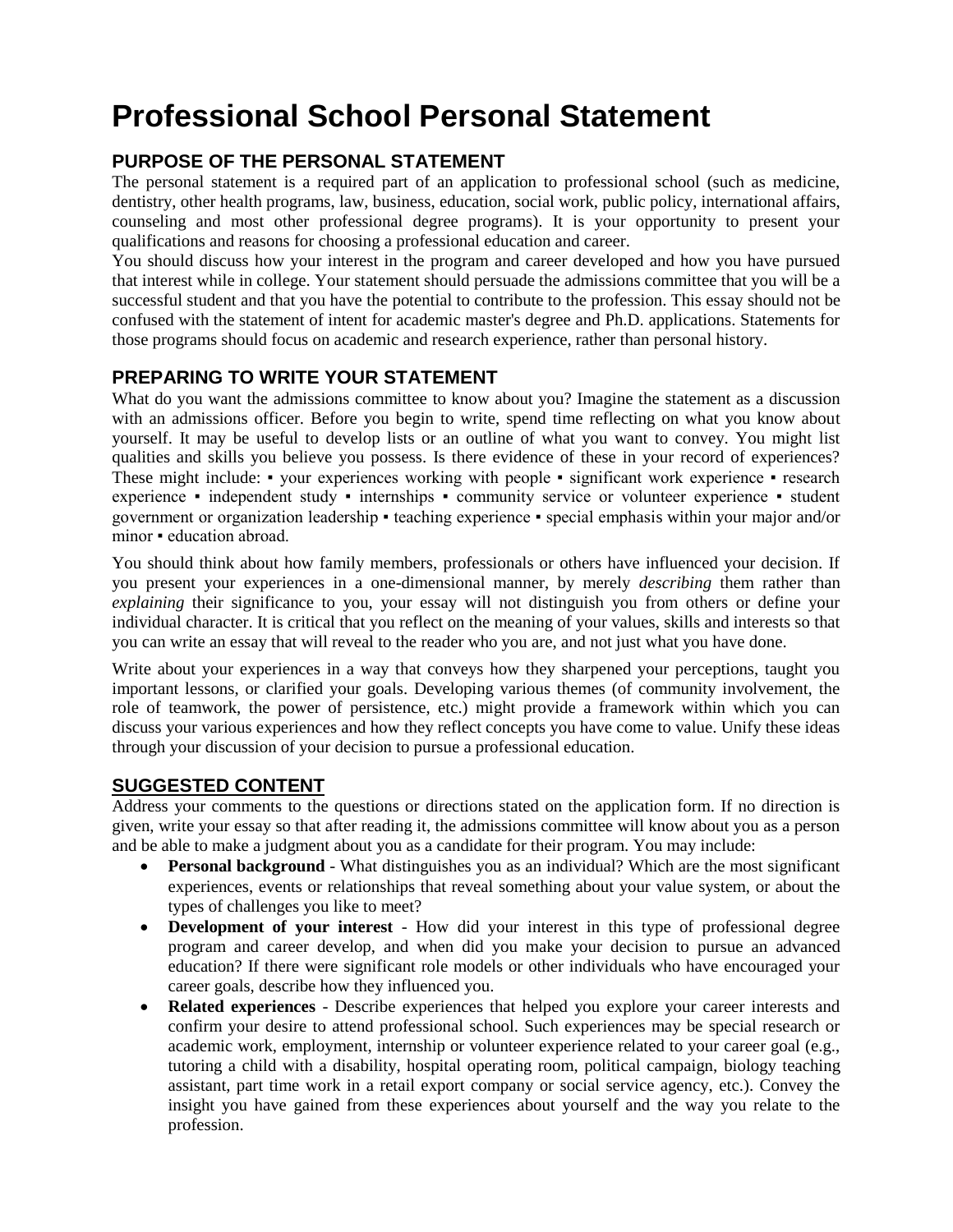# Professional School Personal Statement

## PURPOSE OF THE PERSONAL STATEMENT

The personal statement is a required part of an application to professional school (such as medicine, dentistry, other health programs, law, business, education, social work, public policy, international affairs, counseling and most other professional degree programs). It is your opportunity to present your qualifications and reasons for choosing a professional education and career.

You should discuss how your interest in the program and career developed and how you have pursued that interest while in college. Your statement should persuade the admissions committee that you will be a successful student and that you have the potential to contribute to the profession. This essay should not be confused with the statement of intent for academic master's degree and Ph.D. applications. Statements for those programs should focus on academic and research experience, rather than personal history.

## PREPARING TO WRITE YOUR STATEMENT

What do you want the admissions committee to know about you? Imagine the statement as a discussion with an admissions officer. Before you begin to write, spend time reflecting on what you know about yourself. It may be useful to develop lists or an outline of what you want to convey. You might list qualities and skills you believe you possess. Is there evidence of these in your record of experiences? These might include: ▪ your experiences working with people ▪ significant work experience ▪ research experience ▪ independent study ▪ internships ▪ community service or volunteer experience ▪ student government or organization leadership ▪ teaching experience ▪ special emphasis within your major and/or minor ▪ education abroad.

You should think about how family members, professionals or others have influenced your decision. If you present your experiences in a one-dimensional manner, by merely *describing* them rather than *explaining* their significance to you, your essay will not distinguish you from others or define your individual character. It is critical that you reflect on the meaning of your values, skills and interests so that you can write an essay that will reveal to the reader who you are, and not just what you have done.

Write about your experiences in a way that conveys how they sharpened your perceptions, taught you important lessons, or clarified your goals. Developing various themes (of community involvement, the role of teamwork, the power of persistence, etc.) might provide a framework within which you can discuss your various experiences and how they reflect concepts you have come to value. Unify these ideas through your discussion of your decision to pursue a professional education.

## SUGGESTED CONTENT

Address your comments to the questions or directions stated on the application form. If no direction is given, write your essay so that after reading it, the admissions committee will know about you as a person and be able to make a judgment about you as a candidate for their program. You may include:

- **Personal background** - What distinguishes you as an individual? Which are the most significant experiences, events or relationships that reveal something about your value system, or about the types of challenges you like to meet?
- **Development of your interest** - How did your interest in this type of professional degree program and career develop, and when did you make your decision to pursue an advanced education? If there were significant role models or other individuals who have encouraged your career goals, describe how they influenced you.
- **Related experiences** - Describe experiences that helped you explore your career interests and confirm your desire to attend professional school. Such experiences may be special research or academic work, employment, internship or volunteer experience related to your career goal (e.g., tutoring a child with a disability, hospital operating room, political campaign, biology teaching assistant, part time work in a retail export company or social service agency, etc.). Convey the insight you have gained from these experiences about yourself and the way you relate to the profession.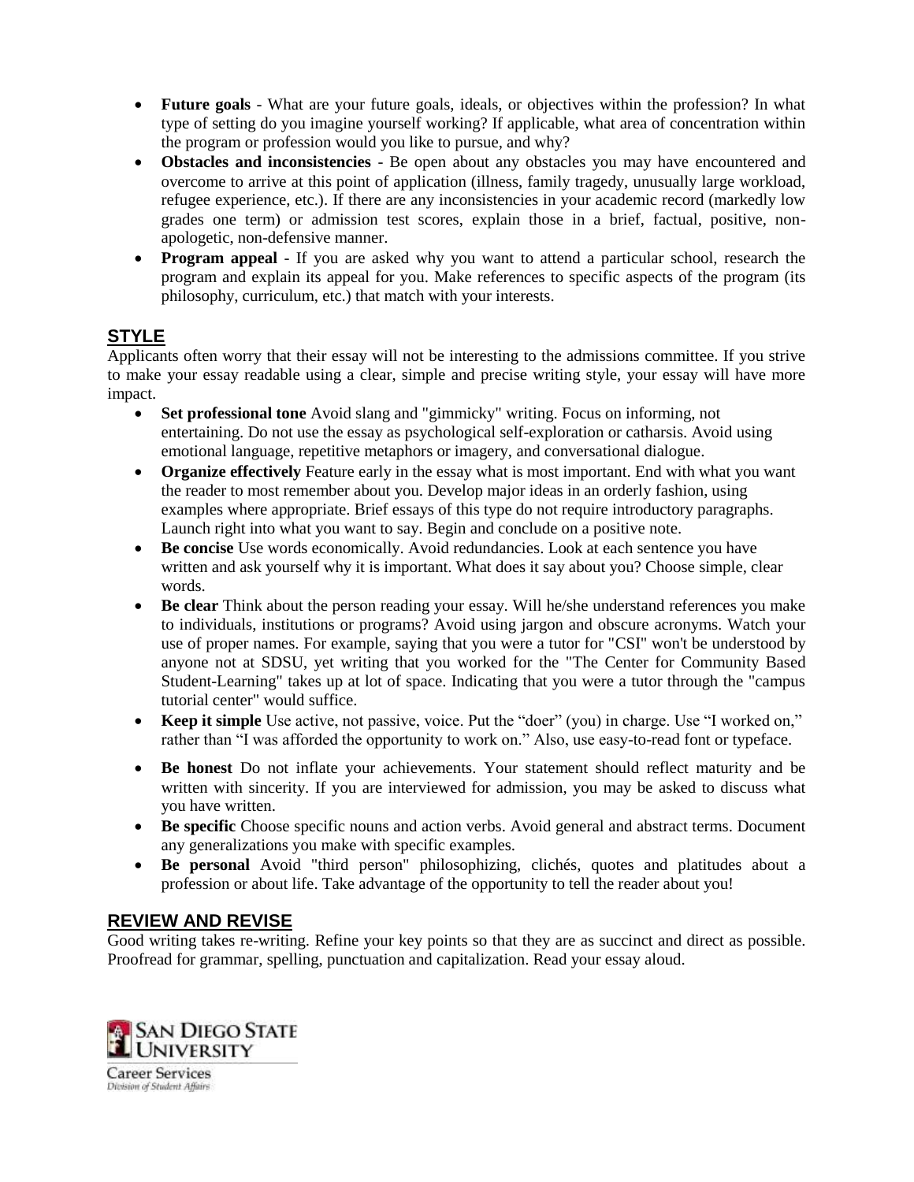- **Future goals** - What are your future goals, ideals, or objectives within the profession? In what type of setting do you imagine yourself working? If applicable, what area of concentration within the program or profession would you like to pursue, and why?
- **Obstacles and inconsistencies** - Be open about any obstacles you may have encountered and overcome to arrive at this point of application (illness, family tragedy, unusually large workload, refugee experience, etc.). If there are any inconsistencies in your academic record (markedly low grades one term) or admission test scores, explain those in a brief, factual, positive, non-apologetic, non-defensive manner.
- **Program appeal** - If you are asked why you want to attend a particular school, research the program and explain its appeal for you. Make references to specific aspects of the program (its philosophy, curriculum, etc.) that match with your interests.

## STYLE

Applicants often worry that their essay will not be interesting to the admissions committee. If you strive to make your essay readable using a clear, simple and precise writing style, your essay will have more impact.

- **Set professional tone** Avoid slang and "gimmicky" writing. Focus on informing, not entertaining. Do not use the essay as psychological self-exploration or catharsis. Avoid using emotional language, repetitive metaphors or imagery, and conversational dialogue.
- **Organize effectively** Feature early in the essay what is most important. End with what you want the reader to most remember about you. Develop major ideas in an orderly fashion, using examples where appropriate. Brief essays of this type do not require introductory paragraphs. Launch right into what you want to say. Begin and conclude on a positive note.
- **Be concise** Use words economically. Avoid redundancies. Look at each sentence you have written and ask yourself why it is important. What does it say about you? Choose simple, clear words.
- **Be clear** Think about the person reading your essay. Will he/she understand references you make to individuals, institutions or programs? Avoid using jargon and obscure acronyms. Watch your use of proper names. For example, saying that you were a tutor for "CSI" won't be understood by anyone not at SDSU, yet writing that you worked for the "The Center for Community Based Student-Learning" takes up at lot of space. Indicating that you were a tutor through the "campus tutorial center" would suffice.
- **Keep it simple** Use active, not passive, voice. Put the "doer" (you) in charge. Use "I worked on," rather than "I was afforded the opportunity to work on." Also, use easy-to-read font or typeface.
- **Be honest** Do not inflate your achievements. Your statement should reflect maturity and be written with sincerity. If you are interviewed for admission, you may be asked to discuss what you have written.
- **Be specific** Choose specific nouns and action verbs. Avoid general and abstract terms. Document any generalizations you make with specific examples.
- **Be personal** Avoid "third person" philosophizing, clichés, quotes and platitudes about a profession or about life. Take advantage of the opportunity to tell the reader about you!

## REVIEW AND REVISE

Good writing takes re-writing. Refine your key points so that they are as succinct and direct as possible. Proofread for grammar, spelling, punctuation and capitalization. Read your essay aloud.

San Diego State University
Career Services
Division of Student Affairs